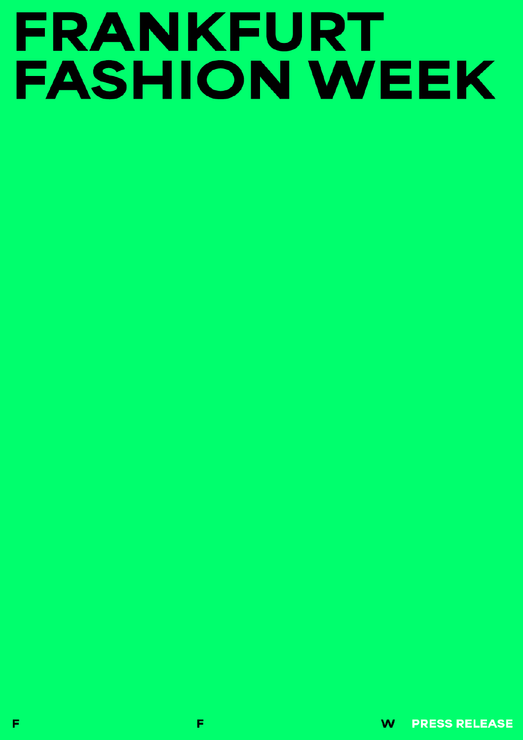# FRANKFURT FASHION WEEK

F F W PRESS RELEASE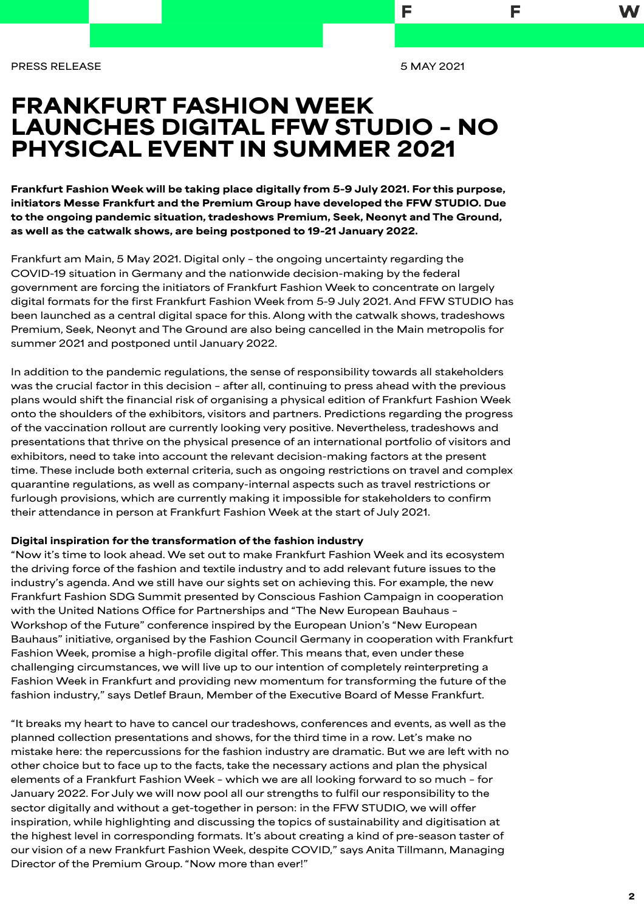PRESS RELEASE

5 MAY 2021

# FRANKFURT FASHION WEEK LAUNCHES DIGITAL FFW STUDIO – NO PHYSICAL EVENT IN SUMMER 2021

**Frankfurt Fashion Week will be taking place digitally from 5-9 July 2021. For this purpose, initiators Messe Frankfurt and the Premium Group have developed the FFW STUDIO. Due to the ongoing pandemic situation, tradeshows Premium, Seek, Neonyt and The Ground, as well as the catwalk shows, are being postponed to 19-21 January 2022.**

Frankfurt am Main, 5 May 2021. Digital only – the ongoing uncertainty regarding the COVID-19 situation in Germany and the nationwide decision-making by the federal government are forcing the initiators of Frankfurt Fashion Week to concentrate on largely digital formats for the first Frankfurt Fashion Week from 5-9 July 2021. And FFW STUDIO has been launched as a central digital space for this. Along with the catwalk shows, tradeshows Premium, Seek, Neonyt and The Ground are also being cancelled in the Main metropolis for summer 2021 and postponed until January 2022.

In addition to the pandemic regulations, the sense of responsibility towards all stakeholders was the crucial factor in this decision – after all, continuing to press ahead with the previous plans would shift the financial risk of organising a physical edition of Frankfurt Fashion Week onto the shoulders of the exhibitors, visitors and partners. Predictions regarding the progress of the vaccination rollout are currently looking very positive. Nevertheless, tradeshows and presentations that thrive on the physical presence of an international portfolio of visitors and exhibitors, need to take into account the relevant decision-making factors at the present time. These include both external criteria, such as ongoing restrictions on travel and complex quarantine regulations, as well as company-internal aspects such as travel restrictions or furlough provisions, which are currently making it impossible for stakeholders to confirm their attendance in person at Frankfurt Fashion Week at the start of July 2021.

**Digital inspiration for the transformation of the fashion industry**

"Now it's time to look ahead. We set out to make Frankfurt Fashion Week and its ecosystem the driving force of the fashion and textile industry and to add relevant future issues to the industry's agenda. And we still have our sights set on achieving this. For example, the new Frankfurt Fashion SDG Summit presented by Conscious Fashion Campaign in cooperation with the United Nations Office for Partnerships and "The New European Bauhaus – Workshop of the Future" conference inspired by the European Union's "New European Bauhaus" initiative, organised by the Fashion Council Germany in cooperation with Frankfurt Fashion Week, promise a high-profile digital offer. This means that, even under these challenging circumstances, we will live up to our intention of completely reinterpreting a Fashion Week in Frankfurt and providing new momentum for transforming the future of the fashion industry," says Detlef Braun, Member of the Executive Board of Messe Frankfurt.

"It breaks my heart to have to cancel our tradeshows, conferences and events, as well as the planned collection presentations and shows, for the third time in a row. Let's make no mistake here: the repercussions for the fashion industry are dramatic. But we are left with no other choice but to face up to the facts, take the necessary actions and plan the physical elements of a Frankfurt Fashion Week – which we are all looking forward to so much – for January 2022. For July we will now pool all our strengths to fulfil our responsibility to the sector digitally and without a get-together in person: in the FFW STUDIO, we will offer inspiration, while highlighting and discussing the topics of sustainability and digitisation at the highest level in corresponding formats. It's about creating a kind of pre-season taster of our vision of a new Frankfurt Fashion Week, despite COVID," says Anita Tillmann, Managing Director of the Premium Group. "Now more than ever!"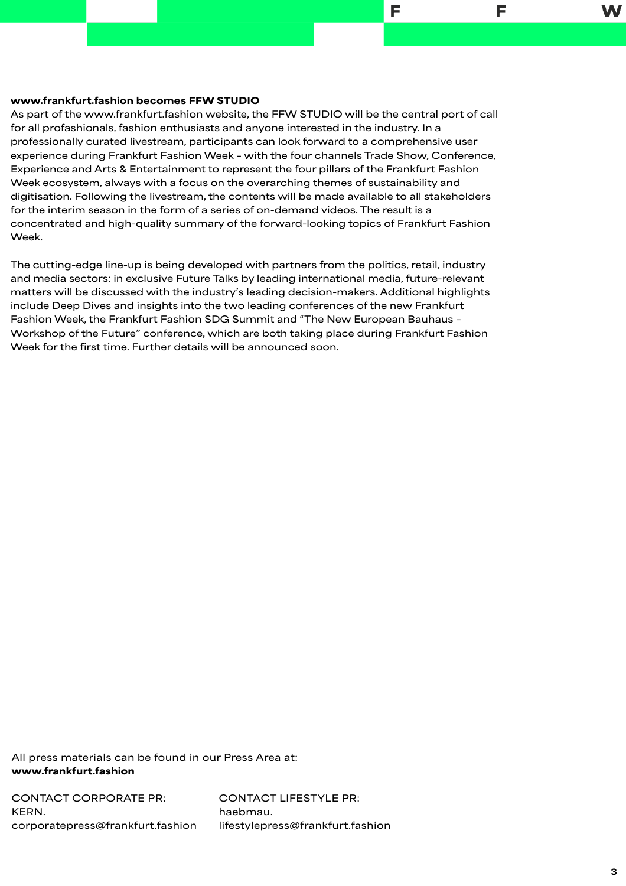**www.frankfurt.fashion becomes FFW STUDIO**

As part of the www.frankfurt.fashion website, the FFW STUDIO will be the central port of call for all profashionals, fashion enthusiasts and anyone interested in the industry. In a professionally curated livestream, participants can look forward to a comprehensive user experience during Frankfurt Fashion Week – with the four channels Trade Show, Conference, Experience and Arts & Entertainment to represent the four pillars of the Frankfurt Fashion Week ecosystem, always with a focus on the overarching themes of sustainability and digitisation. Following the livestream, the contents will be made available to all stakeholders for the interim season in the form of a series of on-demand videos. The result is a concentrated and high-quality summary of the forward-looking topics of Frankfurt Fashion Week.

The cutting-edge line-up is being developed with partners from the politics, retail, industry and media sectors: in exclusive Future Talks by leading international media, future-relevant matters will be discussed with the industry's leading decision-makers. Additional highlights include Deep Dives and insights into the two leading conferences of the new Frankfurt Fashion Week, the Frankfurt Fashion SDG Summit and "The New European Bauhaus – Workshop of the Future" conference, which are both taking place during Frankfurt Fashion Week for the first time. Further details will be announced soon.

All press materials can be found in our Press Area at:
**www.frankfurt.fashion**

CONTACT CORPORATE PR:
KERN.
corporatepress@frankfurt.fashion

CONTACT LIFESTYLE PR:
haebmau.
lifestylepress@frankfurt.fashion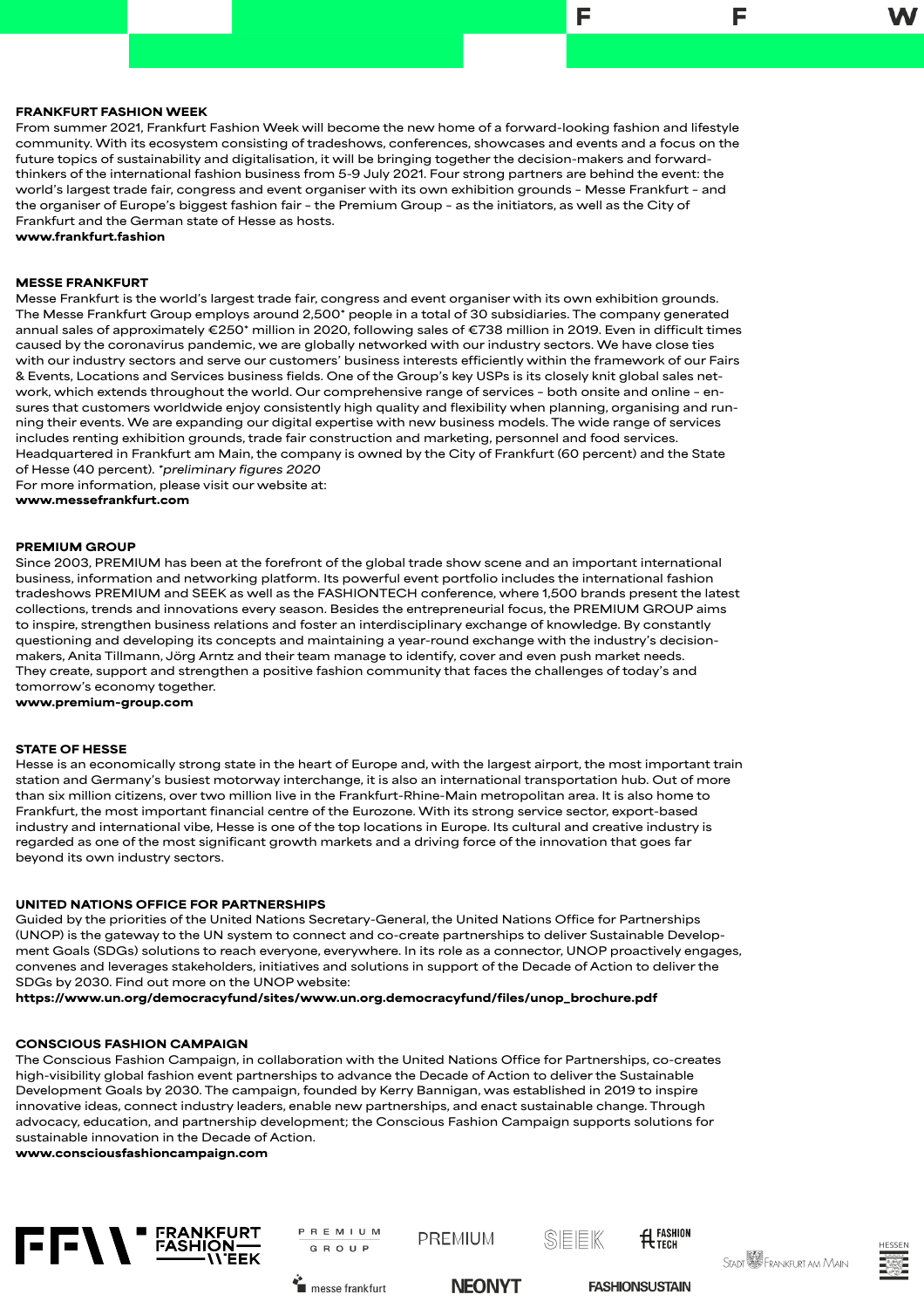## FRANKFURT FASHION WEEK

From summer 2021, Frankfurt Fashion Week will become the new home of a forward-looking fashion and lifestyle community. With its ecosystem consisting of tradeshows, conferences, showcases and events and a focus on the future topics of sustainability and digitalisation, it will be bringing together the decision-makers and forward-thinkers of the international fashion business from 5-9 July 2021. Four strong partners are behind the event: the world's largest trade fair, congress and event organiser with its own exhibition grounds – Messe Frankfurt – and the organiser of Europe's biggest fashion fair – the Premium Group – as the initiators, as well as the City of Frankfurt and the German state of Hesse as hosts.

**www.frankfurt.fashion**

## MESSE FRANKFURT

Messe Frankfurt is the world's largest trade fair, congress and event organiser with its own exhibition grounds. The Messe Frankfurt Group employs around 2,500* people in a total of 30 subsidiaries. The company generated annual sales of approximately €250* million in 2020, following sales of €738 million in 2019. Even in difficult times caused by the coronavirus pandemic, we are globally networked with our industry sectors. We have close ties with our industry sectors and serve our customers' business interests efficiently within the framework of our Fairs & Events, Locations and Services business fields. One of the Group's key USPs is its closely knit global sales network, which extends throughout the world. Our comprehensive range of services – both onsite and online – ensures that customers worldwide enjoy consistently high quality and flexibility when planning, organising and running their events. We are expanding our digital expertise with new business models. The wide range of services includes renting exhibition grounds, trade fair construction and marketing, personnel and food services. Headquartered in Frankfurt am Main, the company is owned by the City of Frankfurt (60 percent) and the State of Hesse (40 percent). *\*preliminary figures 2020*

For more information, please visit our website at:

**www.messefrankfurt.com**

## PREMIUM GROUP

Since 2003, PREMIUM has been at the forefront of the global trade show scene and an important international business, information and networking platform. Its powerful event portfolio includes the international fashion tradeshows PREMIUM and SEEK as well as the FASHIONTECH conference, where 1,500 brands present the latest collections, trends and innovations every season. Besides the entrepreneurial focus, the PREMIUM GROUP aims to inspire, strengthen business relations and foster an interdisciplinary exchange of knowledge. By constantly questioning and developing its concepts and maintaining a year-round exchange with the industry's decision-makers, Anita Tillmann, Jörg Arntz and their team manage to identify, cover and even push market needs. They create, support and strengthen a positive fashion community that faces the challenges of today's and tomorrow's economy together.

**www.premium-group.com**

## STATE OF HESSE

Hesse is an economically strong state in the heart of Europe and, with the largest airport, the most important train station and Germany's busiest motorway interchange, it is also an international transportation hub. Out of more than six million citizens, over two million live in the Frankfurt-Rhine-Main metropolitan area. It is also home to Frankfurt, the most important financial centre of the Eurozone. With its strong service sector, export-based industry and international vibe, Hesse is one of the top locations in Europe. Its cultural and creative industry is regarded as one of the most significant growth markets and a driving force of the innovation that goes far beyond its own industry sectors.

## UNITED NATIONS OFFICE FOR PARTNERSHIPS

Guided by the priorities of the United Nations Secretary-General, the United Nations Office for Partnerships (UNOP) is the gateway to the UN system to connect and co-create partnerships to deliver Sustainable Development Goals (SDGs) solutions to reach everyone, everywhere. In its role as a connector, UNOP proactively engages, convenes and leverages stakeholders, initiatives and solutions in support of the Decade of Action to deliver the SDGs by 2030. Find out more on the UNOP website:

**https://www.un.org/democracyfund/sites/www.un.org.democracyfund/files/unop_brochure.pdf**

## CONSCIOUS FASHION CAMPAIGN

The Conscious Fashion Campaign, in collaboration with the United Nations Office for Partnerships, co-creates high-visibility global fashion event partnerships to advance the Decade of Action to deliver the Sustainable Development Goals by 2030. The campaign, founded by Kerry Bannigan, was established in 2019 to inspire innovative ideas, connect industry leaders, enable new partnerships, and enact sustainable change. Through advocacy, education, and partnership development; the Conscious Fashion Campaign supports solutions for sustainable innovation in the Decade of Action.

**www.consciousfashioncampaign.com**